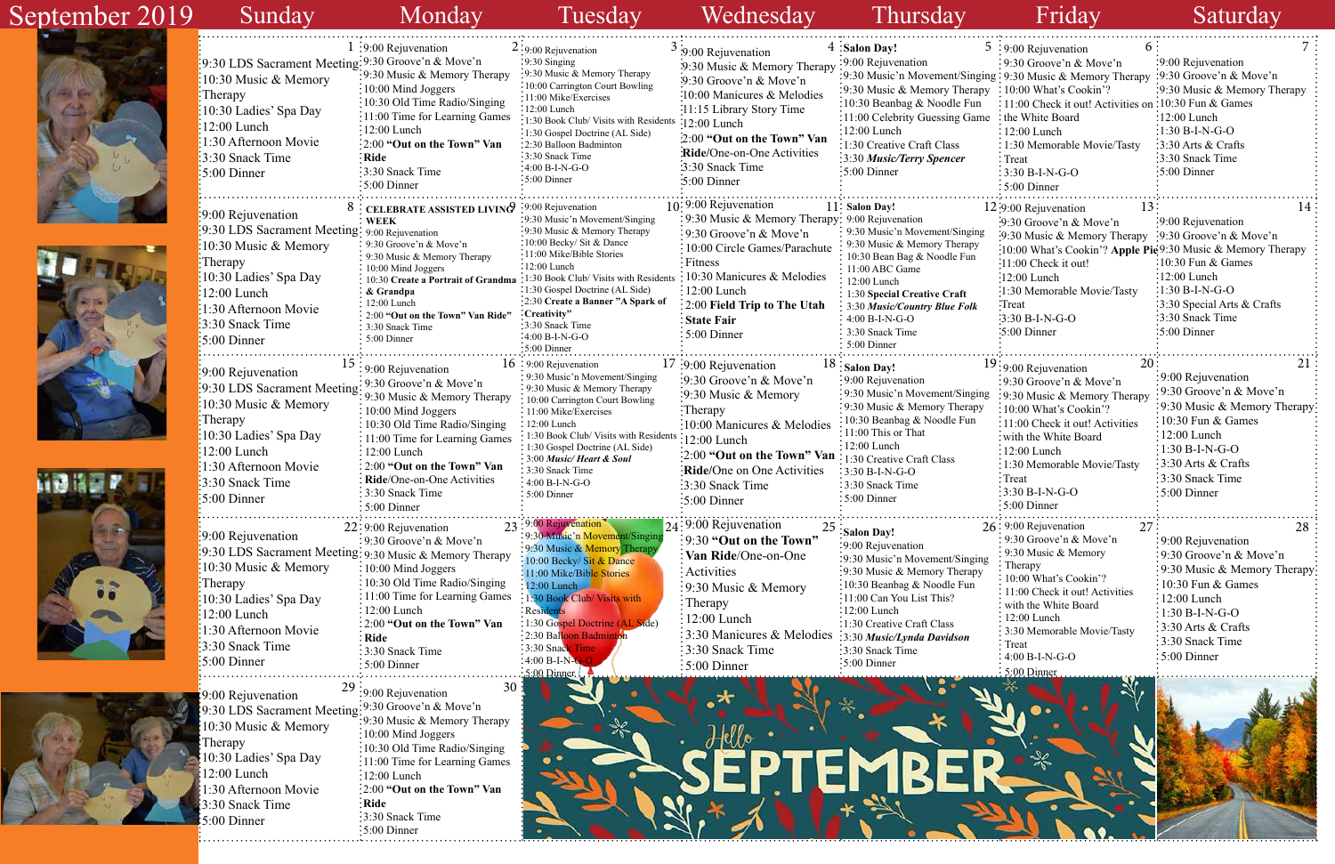# September 2019

| Sunday | Monday | Tuesday | Wednesday | Thursday | Friday | Saturday |
|---|---|---|---|---|---|---|
| **1**<br>9:30 LDS Sacrament Meeting<br>10:30 Music & Memory Therapy<br>10:30 Ladies' Spa Day<br>12:00 Lunch<br>1:30 Afternoon Movie<br>3:30 Snack Time<br>5:00 Dinner | **2**<br>9:00 Rejuvenation<br>9:30 Groove'n & Move'n<br>9:30 Music & Memory Therapy<br>10:00 Mind Joggers<br>10:30 Old Time Radio/Singing<br>11:00 Time for Learning Games<br>12:00 Lunch<br>2:00 **"Out on the Town" Van Ride**<br>3:30 Snack Time<br>5:00 Dinner | **3**<br>9:00 Rejuvenation<br>9:30 Singing<br>9:30 Music & Memory Therapy<br>10:00 Carrington Court Bowling<br>11:00 Mike/Exercises<br>12:00 Lunch<br>1:30 Book Club/ Visits with Residents<br>1:30 Gospel Doctrine (AL Side)<br>2:30 Balloon Badminton<br>3:30 Snack Time<br>4:00 B-I-N-G-O<br>5:00 Dinner | **4**<br>9:00 Rejuvenation<br>9:30 Music & Memory Therapy<br>9:30 Groove'n & Move'n<br>10:00 Manicures & Melodies<br>11:15 Library Story Time<br>12:00 Lunch<br>2:00 **"Out on the Town" Van Ride**/One-on-One Activities<br>3:30 Snack Time<br>5:00 Dinner | **5**<br>**Salon Day!**<br>9:00 Rejuvenation<br>9:30 Music'n Movement/Singing<br>9:30 Music & Memory Therapy<br>10:30 Beanbag & Noodle Fun<br>11:00 Celebrity Guessing Game<br>12:00 Lunch<br>1:30 Creative Craft Class<br>3:30 ***Music/Terry Spencer***<br>5:00 Dinner | **6**<br>9:00 Rejuvenation<br>9:30 Groove'n & Move'n<br>9:30 Music & Memory Therapy<br>10:00 What's Cookin'?<br>11:00 Check it out! Activities on the White Board<br>12:00 Lunch<br>1:30 Memorable Movie/Tasty Treat<br>3:30 B-I-N-G-O<br>5:00 Dinner | **7**<br>9:00 Rejuvenation<br>9:30 Groove'n & Move'n<br>9:30 Music & Memory Therapy<br>10:30 Fun & Games<br>12:00 Lunch<br>1:30 B-I-N-G-O<br>3:30 Arts & Crafts<br>3:30 Snack Time<br>5:00 Dinner |
| **8**<br>9:00 Rejuvenation<br>9:30 LDS Sacrament Meeting<br>10:30 Music & Memory Therapy<br>10:30 Ladies' Spa Day<br>12:00 Lunch<br>1:30 Afternoon Movie<br>3:30 Snack Time<br>5:00 Dinner | **9**<br>**CELEBRATE ASSISTED LIVING WEEK**<br>9:00 Rejuvenation<br>9:30 Groove'n & Move'n<br>9:30 Music & Memory Therapy<br>10:00 Mind Joggers<br>10:30 **Create a Portrait of Grandma & Grandpa**<br>12:00 Lunch<br>2:00 **"Out on the Town" Van Ride"**<br>3:30 Snack Time<br>5:00 Dinner | **10**<br>9:00 Rejuvenation<br>9:30 Music'n Movement/Singing<br>9:30 Music & Memory Therapy<br>10:00 Becky/ Sit & Dance<br>11:00 Mike/Bible Stories<br>12:00 Lunch<br>1:30 Book Club/ Visits with Residents<br>1:30 Gospel Doctrine (AL Side)<br>2:30 **Create a Banner "A Spark of Creativity"**<br>3:30 Snack Time<br>4:00 B-I-N-G-O<br>5:00 Dinner | **11**<br>9:00 Rejuvenation<br>9:30 Music & Memory Therapy<br>9:30 Groove'n & Move'n<br>10:00 Circle Games/Parachute Fitness<br>10:30 Manicures & Melodies<br>12:00 Lunch<br>2:00 **Field Trip to The Utah State Fair**<br>5:00 Dinner | **12**<br>**Salon Day!**<br>9:00 Rejuvenation<br>9:30 Music'n Movement/Singing<br>9:30 Music & Memory Therapy<br>10:30 Bean Bag & Noodle Fun<br>11:00 ABC Game<br>12:00 Lunch<br>1:30 **Special Creative Craft**<br>3:30 ***Music/Country Blue Folk***<br>4:00 B-I-N-G-O<br>3:30 Snack Time<br>5:00 Dinner | **13**<br>9:00 Rejuvenation<br>9:30 Groove'n & Move'n<br>9:30 Music & Memory Therapy<br>10:00 What's Cookin'? **Apple Pie**<br>11:00 Check it out!<br>1:30 Memorable Movie/Tasty Treat<br>3:30 B-I-N-G-O<br>5:00 Dinner | **14**<br>9:00 Rejuvenation<br>9:30 Groove'n & Move'n<br>9:30 Music & Memory Therapy<br>10:30 Fun & Games<br>12:00 Lunch<br>1:30 B-I-N-G-O<br>3:30 Special Arts & Crafts<br>3:30 Snack Time<br>5:00 Dinner |
| **15**<br>9:00 Rejuvenation<br>9:30 LDS Sacrament Meeting<br>10:30 Music & Memory Therapy<br>10:30 Ladies' Spa Day<br>12:00 Lunch<br>1:30 Afternoon Movie<br>3:30 Snack Time<br>5:00 Dinner | **16**<br>9:00 Rejuvenation<br>9:30 Groove'n & Move'n<br>9:30 Music & Memory Therapy<br>10:00 Mind Joggers<br>10:30 Old Time Radio/Singing<br>11:00 Time for Learning Games<br>12:00 Lunch<br>2:00 **"Out on the Town" Van Ride**/One-on-One Activities<br>3:30 Snack Time<br>5:00 Dinner | **17**<br>9:00 Rejuvenation<br>9:30 Music'n Movement/Singing<br>9:30 Music & Memory Therapy<br>10:00 Carrington Court Bowling<br>11:00 Mike/Exercises<br>12:00 Lunch<br>1:30 Book Club/ Visits with Residents<br>1:30 Gospel Doctrine (AL Side)<br>3:00 ***Music/ Heart & Soul***<br>3:30 Snack Time<br>4:00 B-I-N-G-O<br>5:00 Dinner | **18**<br>9:00 Rejuvenation<br>9:30 Groove'n & Move'n<br>9:30 Music & Memory Therapy<br>10:00 Manicures & Melodies<br>12:00 Lunch<br>2:00 **"Out on the Town" Van Ride**/One on One Activities<br>3:30 Snack Time<br>5:00 Dinner | **19**<br>**Salon Day!**<br>9:00 Rejuvenation<br>9:30 Music'n Movement/Singing<br>9:30 Music & Memory Therapy<br>10:30 Beanbag & Noodle Fun<br>11:00 This or That<br>12:00 Lunch<br>1:30 Creative Craft Class<br>3:30 B-I-N-G-O<br>3:30 Snack Time<br>5:00 Dinner | **20**<br>9:00 Rejuvenation<br>9:30 Groove'n & Move'n<br>9:30 Music & Memory Therapy<br>10:00 What's Cookin'?<br>11:00 Check it out! Activities with the White Board<br>12:00 Lunch<br>1:30 Memorable Movie/Tasty Treat<br>3:30 B-I-N-G-O<br>5:00 Dinner | **21**<br>9:00 Rejuvenation<br>9:30 Groove'n & Move'n<br>9:30 Music & Memory Therapy<br>10:30 Fun & Games<br>12:00 Lunch<br>1:30 B-I-N-G-O<br>3:30 Arts & Crafts<br>3:30 Snack Time<br>5:00 Dinner |
| **22**<br>9:00 Rejuvenation<br>9:30 LDS Sacrament Meeting<br>10:30 Music & Memory Therapy<br>10:30 Ladies' Spa Day<br>12:00 Lunch<br>1:30 Afternoon Movie<br>3:30 Snack Time<br>5:00 Dinner | **23**<br>9:00 Rejuvenation<br>9:30 Groove'n & Move'n<br>9:30 Music & Memory Therapy<br>10:00 Mind Joggers<br>10:30 Old Time Radio/Singing<br>11:00 Time for Learning Games<br>12:00 Lunch<br>2:00 **"Out on the Town" Van Ride**<br>3:30 Snack Time<br>5:00 Dinner | **24**<br>9:00 Rejuvenation<br>9:30 Music'n Movement/Singing<br>9:30 Music & Memory Therapy<br>10:00 Becky/ Sit & Dance<br>11:00 Mike/Bible Stories<br>12:00 Lunch<br>1:30 Book Club/ Visits with Residents<br>1:30 Gospel Doctrine (AL Side)<br>2:30 Balloon Badminton<br>3:30 Snack Time<br>4:00 B-I-N-G-O<br>5:00 Dinner | **25**<br>9:00 Rejuvenation<br>9:30 **"Out on the Town" Van Ride**/One-on-One Activities<br>9:30 Music & Memory Therapy<br>12:00 Lunch<br>3:30 Manicures & Melodies<br>3:30 Snack Time<br>5:00 Dinner | **26**<br>**Salon Day!**<br>9:00 Rejuvenation<br>9:30 Music'n Movement/Singing<br>9:30 Music & Memory Therapy<br>10:30 Beanbag & Noodle Fun<br>11:00 Can You List This?<br>12:00 Lunch<br>1:30 Creative Craft Class<br>3:30 ***Music/Lynda Davidson***<br>3:30 Snack Time<br>5:00 Dinner | **27**<br>9:00 Rejuvenation<br>9:30 Groove'n & Move'n<br>9:30 Music & Memory Therapy<br>10:00 What's Cookin'?<br>11:00 Check it out! Activities with the White Board<br>12:00 Lunch<br>3:30 Memorable Movie/Tasty Treat<br>4:00 B-I-N-G-O<br>5:00 Dinner | **28**<br>9:00 Rejuvenation<br>9:30 Groove'n & Move'n<br>9:30 Music & Memory Therapy<br>10:30 Fun & Games<br>12:00 Lunch<br>1:30 B-I-N-G-O<br>3:30 Arts & Crafts<br>3:30 Snack Time<br>5:00 Dinner |
| **29**<br>9:00 Rejuvenation<br>9:30 LDS Sacrament Meeting<br>10:30 Music & Memory Therapy<br>10:30 Ladies' Spa Day<br>12:00 Lunch<br>1:30 Afternoon Movie<br>3:30 Snack Time<br>5:00 Dinner | **30**<br>9:00 Rejuvenation<br>9:30 Groove'n & Move'n<br>9:30 Music & Memory Therapy<br>10:00 Mind Joggers<br>10:30 Old Time Radio/Singing<br>11:00 Time for Learning Games<br>12:00 Lunch<br>2:00 **"Out on the Town" Van Ride**<br>3:30 Snack Time<br>5:00 Dinner | Hello SEPTEMBER | | | | |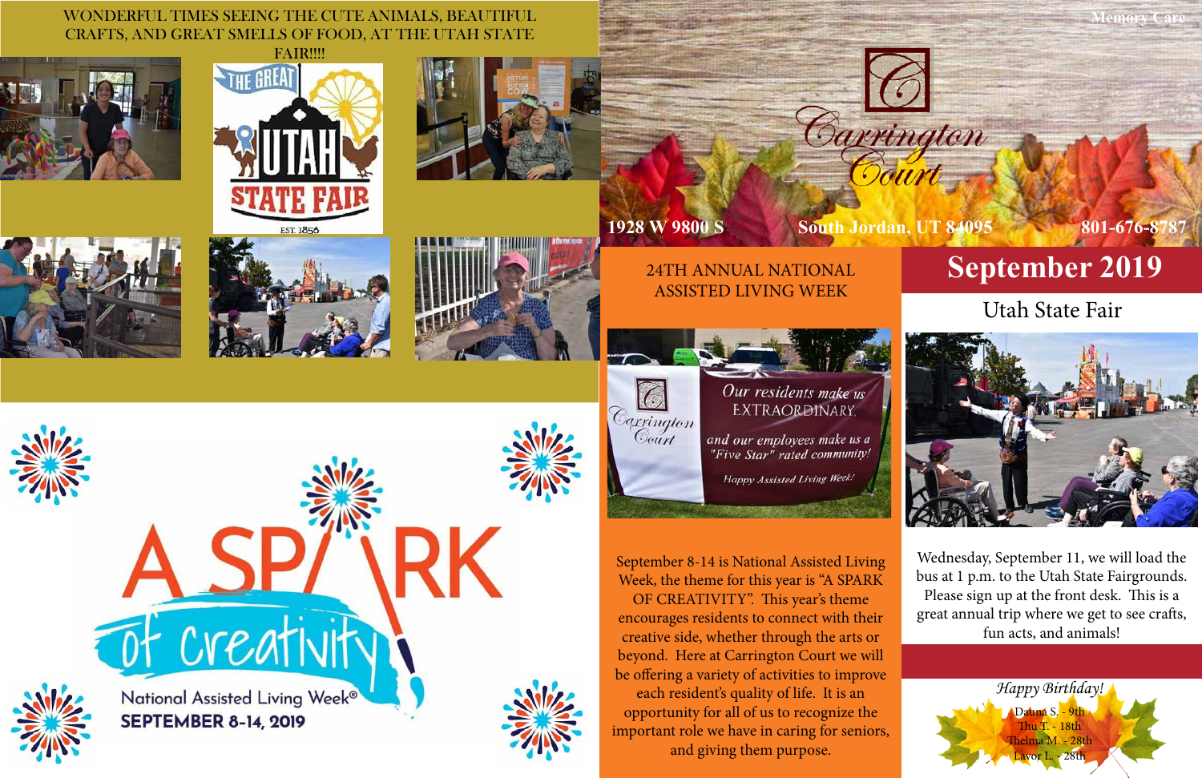WONDERFUL TIMES SEEING THE CUTE ANIMALS, BEAUTIFUL CRAFTS, AND GREAT SMELLS OF FOOD, AT THE UTAH STATE FAIR!!!!

THE GREAT UTAH STATE FAIR

EST. 1856

A SPARK of creativity

National Assisted Living Week®

**SEPTEMBER 8-14, 2019**

## 24TH ANNUAL NATIONAL ASSISTED LIVING WEEK

*Our residents make us* EXTRAORDINARY,

*and our employees make us a "Five Star" rated community!*

*Happy Assisted Living Week!*

September 8-14 is National Assisted Living Week, the theme for this year is "A SPARK OF CREATIVITY". This year's theme encourages residents to connect with their creative side, whether through the arts or beyond. Here at Carrington Court we will be offering a variety of activities to improve each resident's quality of life. It is an opportunity for all of us to recognize the important role we have in caring for seniors, and giving them purpose.

Memory Care

# Carrington Court

1928 W 9800 S South Jordan, UT 84095 801-676-8787

# September 2019

## Utah State Fair

Wednesday, September 11, we will load the bus at 1 p.m. to the Utah State Fairgrounds. Please sign up at the front desk. This is a great annual trip where we get to see crafts, fun acts, and animals!

*Happy Birthday!*

Dauna S. - 9th
Thu T. - 18th
Thelma M. - 28th
Lavor L. - 28th